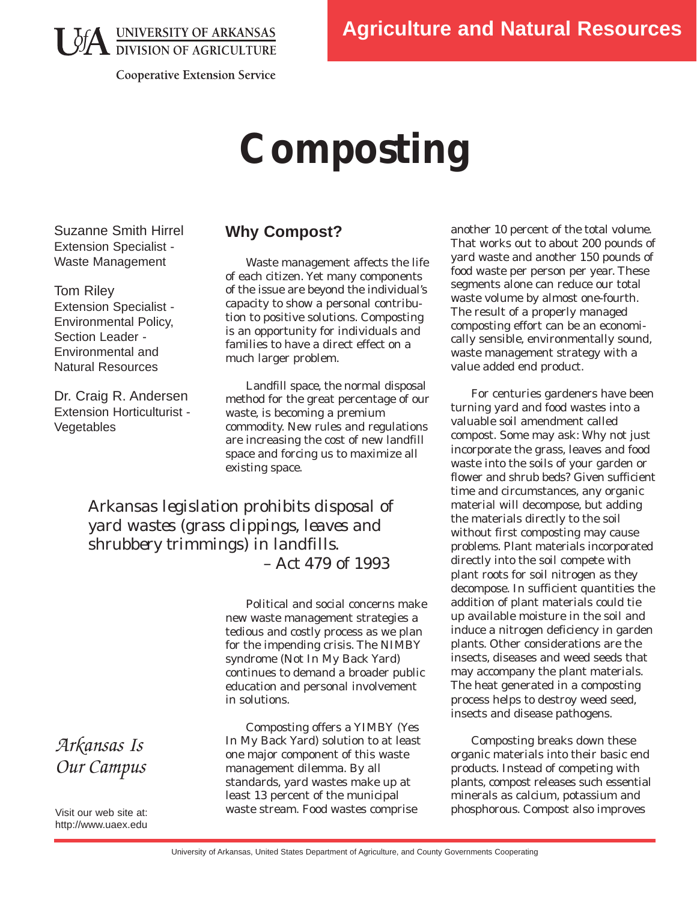University of Arkansas Division of Agriculture

Cooperative Extension Service

Agriculture and Natural Resources

# Composting

Suzanne Smith Hirrel
Extension Specialist - Waste Management

Tom Riley
Extension Specialist - Environmental Policy, Section Leader - Environmental and Natural Resources

Dr. Craig R. Andersen
Extension Horticulturist - Vegetables

## Why Compost?

Waste management affects the life of each citizen. Yet many components of the issue are beyond the individual's capacity to show a personal contribution to positive solutions. Composting is an opportunity for individuals and families to have a direct effect on a much larger problem.

Landfill space, the normal disposal method for the great percentage of our waste, is becoming a premium commodity. New rules and regulations are increasing the cost of new landfill space and forcing us to maximize all existing space.

> *Arkansas legislation prohibits disposal of yard wastes (grass clippings, leaves and shrubbery trimmings) in landfills.*
> – Act 479 of 1993

Political and social concerns make new waste management strategies a tedious and costly process as we plan for the impending crisis. The NIMBY syndrome (Not In My Back Yard) continues to demand a broader public education and personal involvement in solutions.

Composting offers a YIMBY (Yes In My Back Yard) solution to at least one major component of this waste management dilemma. By all standards, yard wastes make up at least 13 percent of the municipal waste stream. Food wastes comprise another 10 percent of the total volume. That works out to about 200 pounds of yard waste and another 150 pounds of food waste per person per year. These segments alone can reduce our total waste volume by almost one-fourth. The result of a properly managed composting effort can be an economically sensible, environmentally sound, waste management strategy with a value added end product.

For centuries gardeners have been turning yard and food wastes into a valuable soil amendment called compost. Some may ask: Why not just incorporate the grass, leaves and food waste into the soils of your garden or flower and shrub beds? Given sufficient time and circumstances, any organic material will decompose, but adding the materials directly to the soil without first composting may cause problems. Plant materials incorporated directly into the soil compete with plant roots for soil nitrogen as they decompose. In sufficient quantities the addition of plant materials could tie up available moisture in the soil and induce a nitrogen deficiency in garden plants. Other considerations are the insects, diseases and weed seeds that may accompany the plant materials. The heat generated in a composting process helps to destroy weed seed, insects and disease pathogens.

Composting breaks down these organic materials into their basic end products. Instead of competing with plants, compost releases such essential minerals as calcium, potassium and phosphorous. Compost also improves

*Arkansas Is Our Campus*

Visit our web site at: http://www.uaex.edu

University of Arkansas, United States Department of Agriculture, and County Governments Cooperating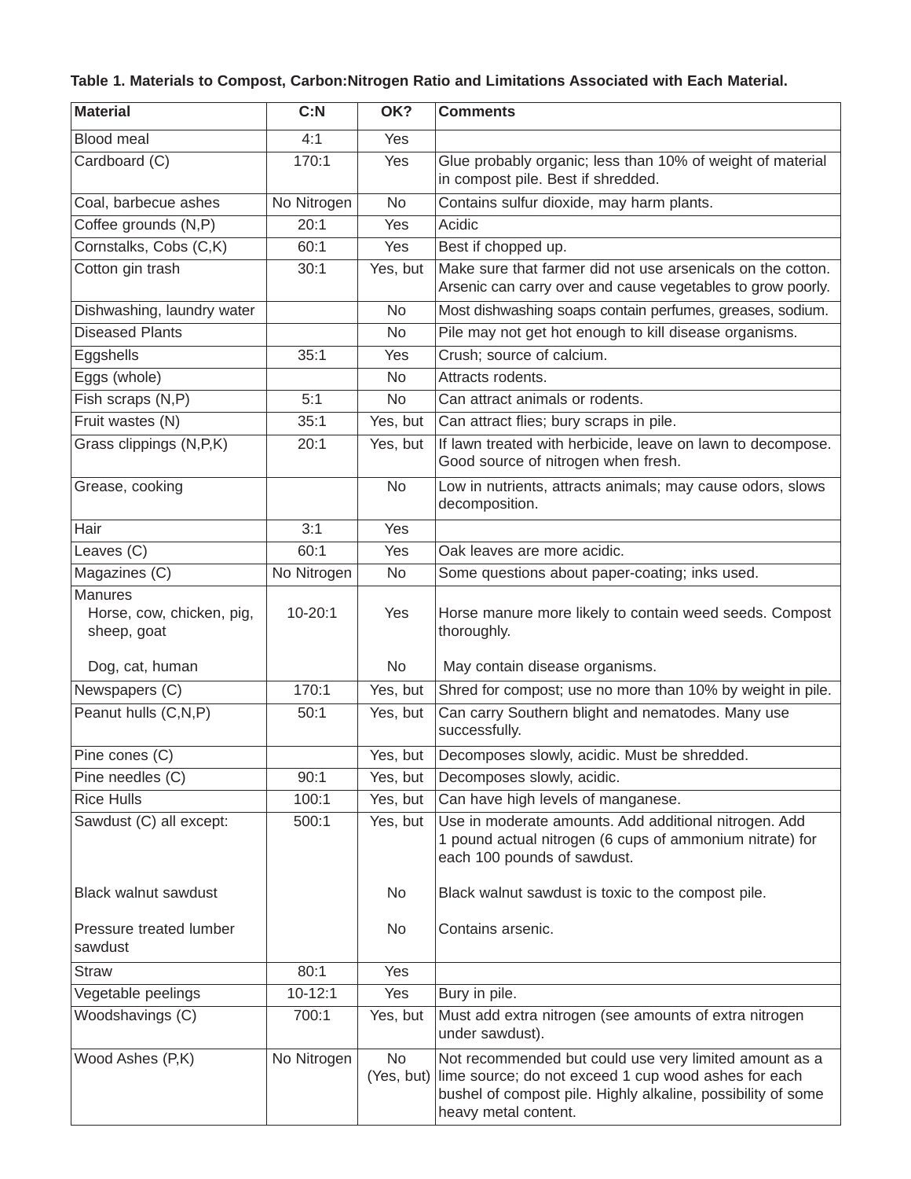**Table 1. Materials to Compost, Carbon:Nitrogen Ratio and Limitations Associated with Each Material.**

| Material | C:N | OK? | Comments |
|---|---|---|---|
| Blood meal | 4:1 | Yes | |
| Cardboard (C) | 170:1 | Yes | Glue probably organic; less than 10% of weight of material in compost pile. Best if shredded. |
| Coal, barbecue ashes | No Nitrogen | No | Contains sulfur dioxide, may harm plants. |
| Coffee grounds (N,P) | 20:1 | Yes | Acidic |
| Cornstalks, Cobs (C,K) | 60:1 | Yes | Best if chopped up. |
| Cotton gin trash | 30:1 | Yes, but | Make sure that farmer did not use arsenicals on the cotton. Arsenic can carry over and cause vegetables to grow poorly. |
| Dishwashing, laundry water | | No | Most dishwashing soaps contain perfumes, greases, sodium. |
| Diseased Plants | | No | Pile may not get hot enough to kill disease organisms. |
| Eggshells | 35:1 | Yes | Crush; source of calcium. |
| Eggs (whole) | | No | Attracts rodents. |
| Fish scraps (N,P) | 5:1 | No | Can attract animals or rodents. |
| Fruit wastes (N) | 35:1 | Yes, but | Can attract flies; bury scraps in pile. |
| Grass clippings (N,P,K) | 20:1 | Yes, but | If lawn treated with herbicide, leave on lawn to decompose. Good source of nitrogen when fresh. |
| Grease, cooking | | No | Low in nutrients, attracts animals; may cause odors, slows decomposition. |
| Hair | 3:1 | Yes | |
| Leaves (C) | 60:1 | Yes | Oak leaves are more acidic. |
| Magazines (C) | No Nitrogen | No | Some questions about paper-coating; inks used. |
| Manures | | | |
| Horse, cow, chicken, pig, sheep, goat | 10-20:1 | Yes | Horse manure more likely to contain weed seeds. Compost thoroughly. |
| Dog, cat, human | | No | May contain disease organisms. |
| Newspapers (C) | 170:1 | Yes, but | Shred for compost; use no more than 10% by weight in pile. |
| Peanut hulls (C,N,P) | 50:1 | Yes, but | Can carry Southern blight and nematodes. Many use successfully. |
| Pine cones (C) | | Yes, but | Decomposes slowly, acidic. Must be shredded. |
| Pine needles (C) | 90:1 | Yes, but | Decomposes slowly, acidic. |
| Rice Hulls | 100:1 | Yes, but | Can have high levels of manganese. |
| Sawdust (C) all except: | 500:1 | Yes, but | Use in moderate amounts. Add additional nitrogen. Add 1 pound actual nitrogen (6 cups of ammonium nitrate) for each 100 pounds of sawdust. |
| Black walnut sawdust | | No | Black walnut sawdust is toxic to the compost pile. |
| Pressure treated lumber sawdust | | No | Contains arsenic. |
| Straw | 80:1 | Yes | |
| Vegetable peelings | 10-12:1 | Yes | Bury in pile. |
| Woodshavings (C) | 700:1 | Yes, but | Must add extra nitrogen (see amounts of extra nitrogen under sawdust). |
| Wood Ashes (P,K) | No Nitrogen | No (Yes, but) | Not recommended but could use very limited amount as a lime source; do not exceed 1 cup wood ashes for each bushel of compost pile. Highly alkaline, possibility of some heavy metal content. |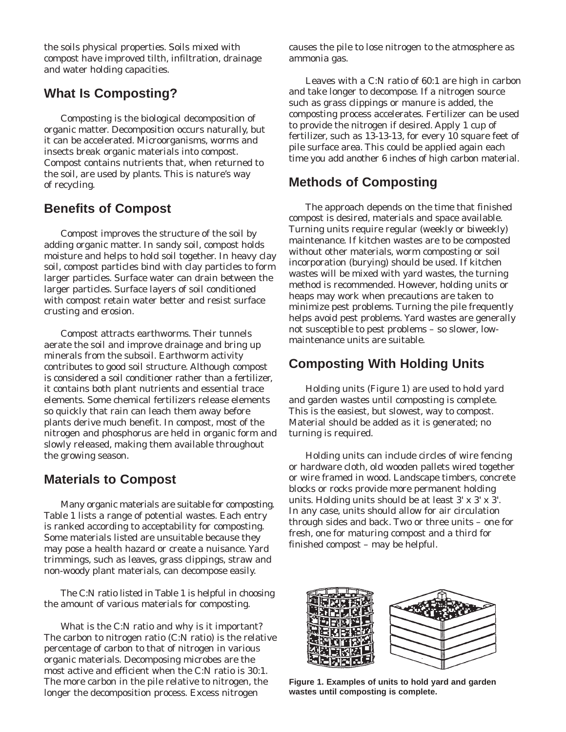the soils physical properties. Soils mixed with compost have improved tilth, infiltration, drainage and water holding capacities.

## What Is Composting?

Composting is the biological decomposition of organic matter. Decomposition occurs naturally, but it can be accelerated. Microorganisms, worms and insects break organic materials into compost. Compost contains nutrients that, when returned to the soil, are used by plants. This is nature's way of recycling.

## Benefits of Compost

Compost improves the structure of the soil by adding organic matter. In sandy soil, compost holds moisture and helps to hold soil together. In heavy clay soil, compost particles bind with clay particles to form larger particles. Surface water can drain between the larger particles. Surface layers of soil conditioned with compost retain water better and resist surface crusting and erosion.

Compost attracts earthworms. Their tunnels aerate the soil and improve drainage and bring up minerals from the subsoil. Earthworm activity contributes to good soil structure. Although compost is considered a soil conditioner rather than a fertilizer, it contains both plant nutrients and essential trace elements. Some chemical fertilizers release elements so quickly that rain can leach them away before plants derive much benefit. In compost, most of the nitrogen and phosphorus are held in organic form and slowly released, making them available throughout the growing season.

## Materials to Compost

Many organic materials are suitable for composting. Table 1 lists a range of potential wastes. Each entry is ranked according to acceptability for composting. Some materials listed are unsuitable because they may pose a health hazard or create a nuisance. Yard trimmings, such as leaves, grass clippings, straw and non-woody plant materials, can decompose easily.

The C:N ratio listed in Table 1 is helpful in choosing the amount of various materials for composting.

What is the C:N ratio and why is it important? The carbon to nitrogen ratio (C:N ratio) is the relative percentage of carbon to that of nitrogen in various organic materials. Decomposing microbes are the most active and efficient when the C:N ratio is 30:1. The more carbon in the pile relative to nitrogen, the longer the decomposition process. Excess nitrogen causes the pile to lose nitrogen to the atmosphere as ammonia gas.

Leaves with a C:N ratio of 60:1 are high in carbon and take longer to decompose. If a nitrogen source such as grass clippings or manure is added, the composting process accelerates. Fertilizer can be used to provide the nitrogen if desired. Apply 1 cup of fertilizer, such as 13-13-13, for every 10 square feet of pile surface area. This could be applied again each time you add another 6 inches of high carbon material.

## Methods of Composting

The approach depends on the time that finished compost is desired, materials and space available. Turning units require regular (weekly or biweekly) maintenance. If kitchen wastes are to be composted without other materials, worm composting or soil incorporation (burying) should be used. If kitchen wastes will be mixed with yard wastes, the turning method is recommended. However, holding units or heaps may work when precautions are taken to minimize pest problems. Turning the pile frequently helps avoid pest problems. Yard wastes are generally not susceptible to pest problems – so slower, low-maintenance units are suitable.

## Composting With Holding Units

Holding units (Figure 1) are used to hold yard and garden wastes until composting is complete. This is the easiest, but slowest, way to compost. Material should be added as it is generated; no turning is required.

Holding units can include circles of wire fencing or hardware cloth, old wooden pallets wired together or wire framed in wood. Landscape timbers, concrete blocks or rocks provide more permanent holding units. Holding units should be at least 3' x 3' x 3'. In any case, units should allow for air circulation through sides and back. Two or three units – one for fresh, one for maturing compost and a third for finished compost – may be helpful.

**Figure 1. Examples of units to hold yard and garden wastes until composting is complete.**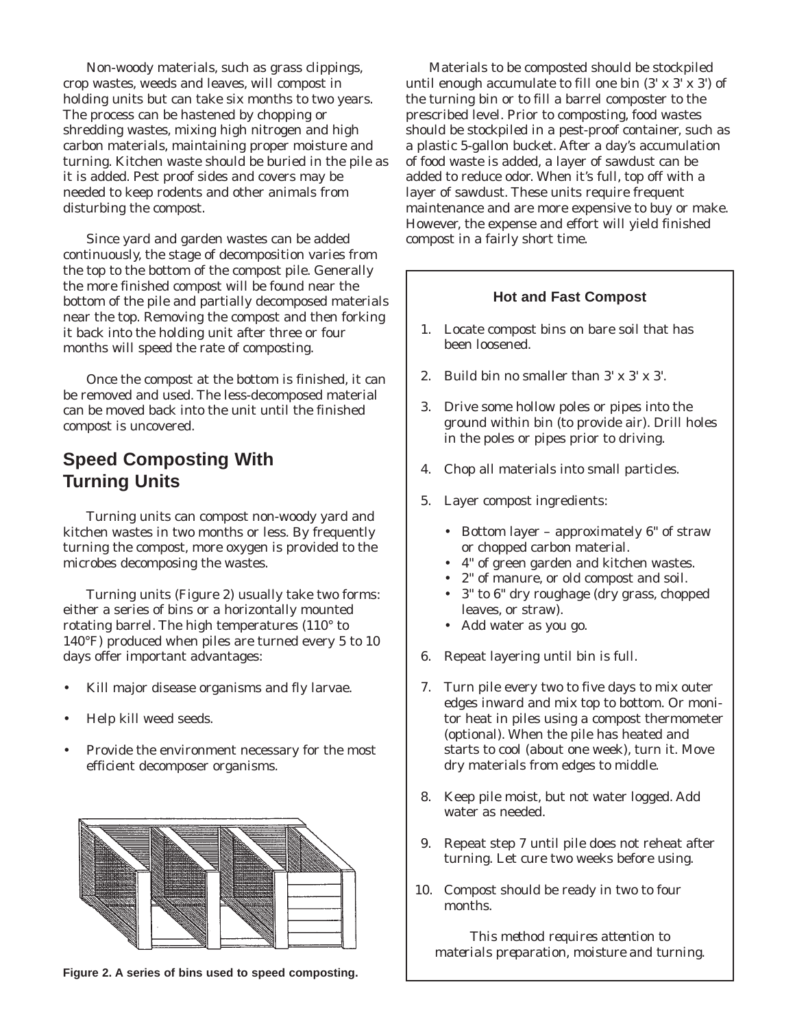Non-woody materials, such as grass clippings, crop wastes, weeds and leaves, will compost in holding units but can take six months to two years. The process can be hastened by chopping or shredding wastes, mixing high nitrogen and high carbon materials, maintaining proper moisture and turning. Kitchen waste should be buried in the pile as it is added. Pest proof sides and covers may be needed to keep rodents and other animals from disturbing the compost.

Since yard and garden wastes can be added continuously, the stage of decomposition varies from the top to the bottom of the compost pile. Generally the more finished compost will be found near the bottom of the pile and partially decomposed materials near the top. Removing the compost and then forking it back into the holding unit after three or four months will speed the rate of composting.

Once the compost at the bottom is finished, it can be removed and used. The less-decomposed material can be moved back into the unit until the finished compost is uncovered.

## Speed Composting With Turning Units

Turning units can compost non-woody yard and kitchen wastes in two months or less. By frequently turning the compost, more oxygen is provided to the microbes decomposing the wastes.

Turning units (Figure 2) usually take two forms: either a series of bins or a horizontally mounted rotating barrel. The high temperatures (110° to 140°F) produced when piles are turned every 5 to 10 days offer important advantages:

- Kill major disease organisms and fly larvae.
- Help kill weed seeds.
- Provide the environment necessary for the most efficient decomposer organisms.

**Figure 2. A series of bins used to speed composting.**

Materials to be composted should be stockpiled until enough accumulate to fill one bin (3' x 3' x 3') of the turning bin or to fill a barrel composter to the prescribed level. Prior to composting, food wastes should be stockpiled in a pest-proof container, such as a plastic 5-gallon bucket. After a day's accumulation of food waste is added, a layer of sawdust can be added to reduce odor. When it's full, top off with a layer of sawdust. These units require frequent maintenance and are more expensive to buy or make. However, the expense and effort will yield finished compost in a fairly short time.

### Hot and Fast Compost

1. Locate compost bins on bare soil that has been loosened.
2. Build bin no smaller than 3' x 3' x 3'.
3. Drive some hollow poles or pipes into the ground within bin (to provide air). Drill holes in the poles or pipes prior to driving.
4. Chop all materials into small particles.
5. Layer compost ingredients:
   - Bottom layer – approximately 6" of straw or chopped carbon material.
   - 4" of green garden and kitchen wastes.
   - 2" of manure, or old compost and soil.
   - 3" to 6" dry roughage (dry grass, chopped leaves, or straw).
   - Add water as you go.
6. Repeat layering until bin is full.
7. Turn pile every two to five days to mix outer edges inward and mix top to bottom. Or monitor heat in piles using a compost thermometer (optional). When the pile has heated and starts to cool (about one week), turn it. Move dry materials from edges to middle.
8. Keep pile moist, but not water logged. Add water as needed.
9. Repeat step 7 until pile does not reheat after turning. Let cure two weeks before using.
10. Compost should be ready in two to four months.

*This method requires attention to materials preparation, moisture and turning.*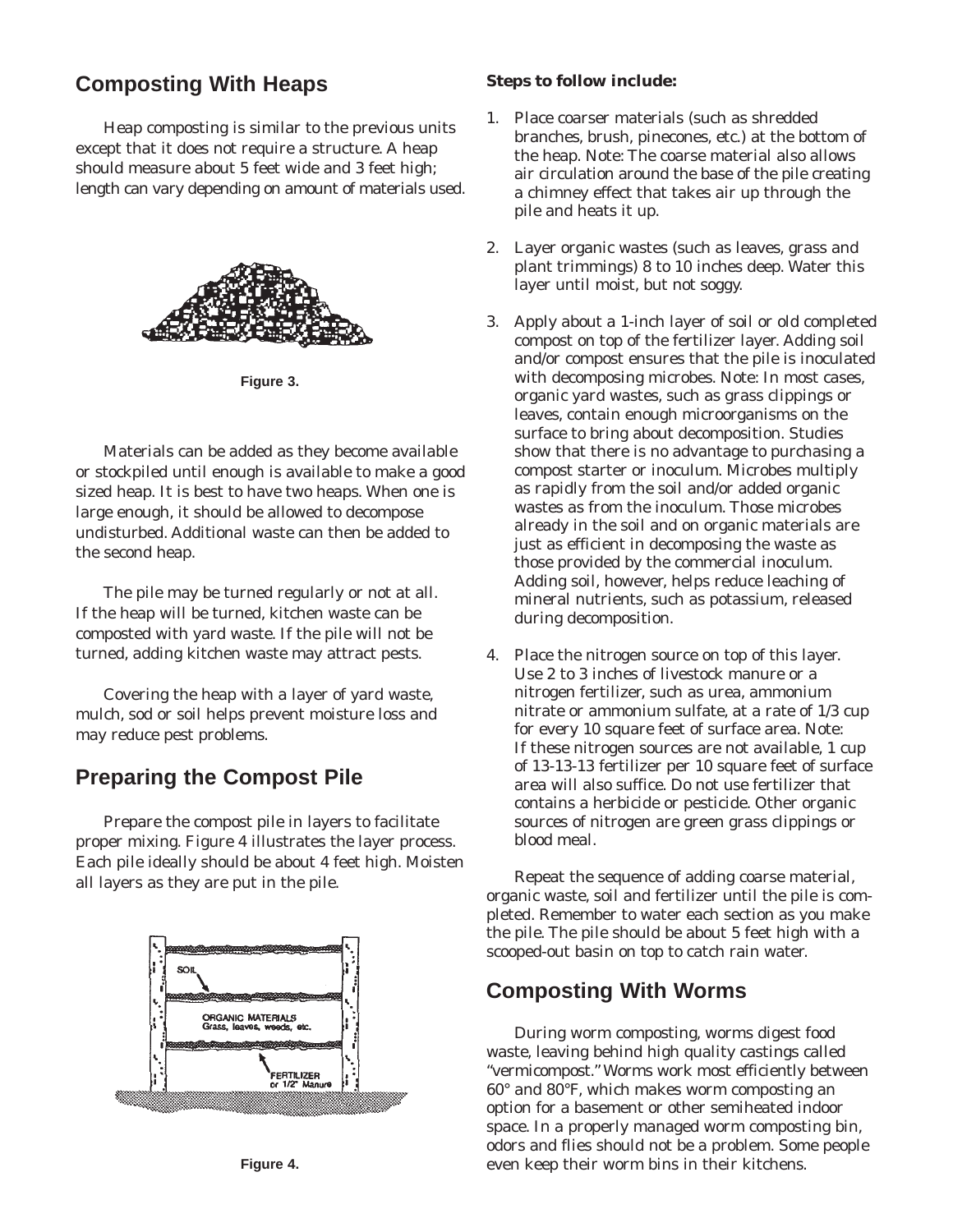## Composting With Heaps

Heap composting is similar to the previous units except that it does not require a structure. A heap should measure about 5 feet wide and 3 feet high; length can vary depending on amount of materials used.

Figure 3.

Materials can be added as they become available or stockpiled until enough is available to make a good sized heap. It is best to have two heaps. When one is large enough, it should be allowed to decompose undisturbed. Additional waste can then be added to the second heap.

The pile may be turned regularly or not at all. If the heap will be turned, kitchen waste can be composted with yard waste. If the pile will not be turned, adding kitchen waste may attract pests.

Covering the heap with a layer of yard waste, mulch, sod or soil helps prevent moisture loss and may reduce pest problems.

## Preparing the Compost Pile

Prepare the compost pile in layers to facilitate proper mixing. Figure 4 illustrates the layer process. Each pile ideally should be about 4 feet high. Moisten all layers as they are put in the pile.

Figure 4.

**Steps to follow include:**

1. Place coarser materials (such as shredded branches, brush, pinecones, etc.) at the bottom of the heap. Note: The coarse material also allows air circulation around the base of the pile creating a chimney effect that takes air up through the pile and heats it up.

2. Layer organic wastes (such as leaves, grass and plant trimmings) 8 to 10 inches deep. Water this layer until moist, but not soggy.

3. Apply about a 1-inch layer of soil or old completed compost on top of the fertilizer layer. Adding soil and/or compost ensures that the pile is inoculated with decomposing microbes. Note: In most cases, organic yard wastes, such as grass clippings or leaves, contain enough microorganisms on the surface to bring about decomposition. Studies show that there is no advantage to purchasing a compost starter or inoculum. Microbes multiply as rapidly from the soil and/or added organic wastes as from the inoculum. Those microbes already in the soil and on organic materials are just as efficient in decomposing the waste as those provided by the commercial inoculum. Adding soil, however, helps reduce leaching of mineral nutrients, such as potassium, released during decomposition.

4. Place the nitrogen source on top of this layer. Use 2 to 3 inches of livestock manure or a nitrogen fertilizer, such as urea, ammonium nitrate or ammonium sulfate, at a rate of 1/3 cup for every 10 square feet of surface area. Note: If these nitrogen sources are not available, 1 cup of 13-13-13 fertilizer per 10 square feet of surface area will also suffice. Do not use fertilizer that contains a herbicide or pesticide. Other organic sources of nitrogen are green grass clippings or blood meal.

Repeat the sequence of adding coarse material, organic waste, soil and fertilizer until the pile is completed. Remember to water each section as you make the pile. The pile should be about 5 feet high with a scooped-out basin on top to catch rain water.

## Composting With Worms

During worm composting, worms digest food waste, leaving behind high quality castings called "vermicompost." Worms work most efficiently between 60° and 80°F, which makes worm composting an option for a basement or other semiheated indoor space. In a properly managed worm composting bin, odors and flies should not be a problem. Some people even keep their worm bins in their kitchens.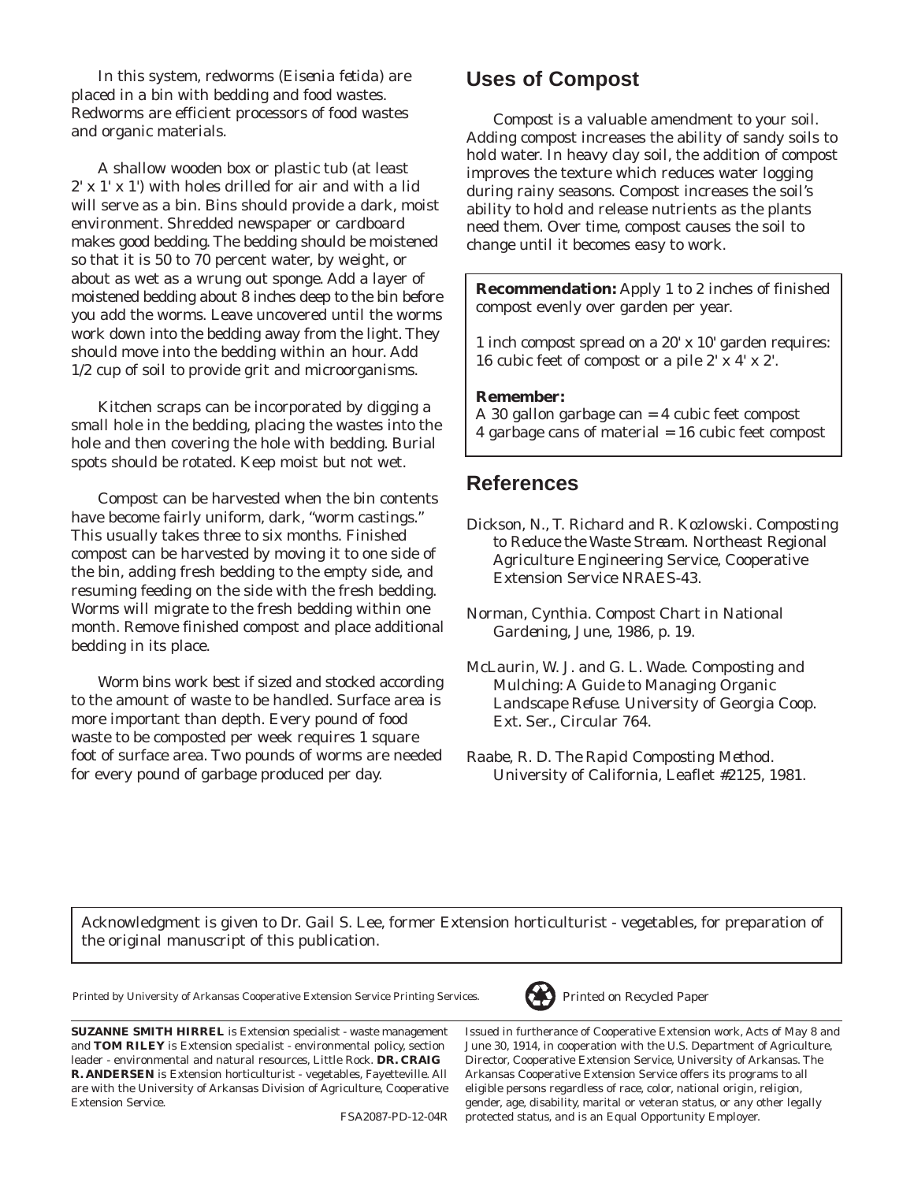In this system, redworms (*Eisenia fetida*) are placed in a bin with bedding and food wastes. Redworms are efficient processors of food wastes and organic materials.

A shallow wooden box or plastic tub (at least 2' x 1' x 1') with holes drilled for air and with a lid will serve as a bin. Bins should provide a dark, moist environment. Shredded newspaper or cardboard makes good bedding. The bedding should be moistened so that it is 50 to 70 percent water, by weight, or about as wet as a wrung out sponge. Add a layer of moistened bedding about 8 inches deep to the bin before you add the worms. Leave uncovered until the worms work down into the bedding away from the light. They should move into the bedding within an hour. Add 1/2 cup of soil to provide grit and microorganisms.

Kitchen scraps can be incorporated by digging a small hole in the bedding, placing the wastes into the hole and then covering the hole with bedding. Burial spots should be rotated. Keep moist but not wet.

Compost can be harvested when the bin contents have become fairly uniform, dark, "worm castings." This usually takes three to six months. Finished compost can be harvested by moving it to one side of the bin, adding fresh bedding to the empty side, and resuming feeding on the side with the fresh bedding. Worms will migrate to the fresh bedding within one month. Remove finished compost and place additional bedding in its place.

Worm bins work best if sized and stocked according to the amount of waste to be handled. Surface area is more important than depth. Every pound of food waste to be composted per week requires 1 square foot of surface area. Two pounds of worms are needed for every pound of garbage produced per day.

## Uses of Compost

Compost is a valuable amendment to your soil. Adding compost increases the ability of sandy soils to hold water. In heavy clay soil, the addition of compost improves the texture which reduces water logging during rainy seasons. Compost increases the soil's ability to hold and release nutrients as the plants need them. Over time, compost causes the soil to change until it becomes easy to work.

**Recommendation:** Apply 1 to 2 inches of finished compost evenly over garden per year.

1 inch compost spread on a 20' x 10' garden requires: 16 cubic feet of compost or a pile 2' x 4' x 2'.

**Remember:**
A 30 gallon garbage can = 4 cubic feet compost
4 garbage cans of material = 16 cubic feet compost

## References

Dickson, N., T. Richard and R. Kozlowski. *Composting to Reduce the Waste Stream.* Northeast Regional Agriculture Engineering Service, Cooperative Extension Service NRAES-43.

Norman, Cynthia. Compost Chart in *National Gardening*, June, 1986, p. 19.

McLaurin, W. J. and G. L. Wade. *Composting and Mulching: A Guide to Managing Organic Landscape Refuse.* University of Georgia Coop. Ext. Ser., Circular 764.

Raabe, R. D. *The Rapid Composting Method.* University of California, Leaflet #2125, 1981.

Acknowledgment is given to Dr. Gail S. Lee, former Extension horticulturist - vegetables, for preparation of the original manuscript of this publication.

Printed by University of Arkansas Cooperative Extension Service Printing Services. Printed on Recycled Paper

**SUZANNE SMITH HIRREL** is Extension specialist - waste management and **TOM RILEY** is Extension specialist - environmental policy, section leader - environmental and natural resources, Little Rock. **DR. CRAIG R. ANDERSEN** is Extension horticulturist - vegetables, Fayetteville. All are with the University of Arkansas Division of Agriculture, Cooperative Extension Service.

FSA2087-PD-12-04R

Issued in furtherance of Cooperative Extension work, Acts of May 8 and June 30, 1914, in cooperation with the U.S. Department of Agriculture, Director, Cooperative Extension Service, University of Arkansas. The Arkansas Cooperative Extension Service offers its programs to all eligible persons regardless of race, color, national origin, religion, gender, age, disability, marital or veteran status, or any other legally protected status, and is an Equal Opportunity Employer.